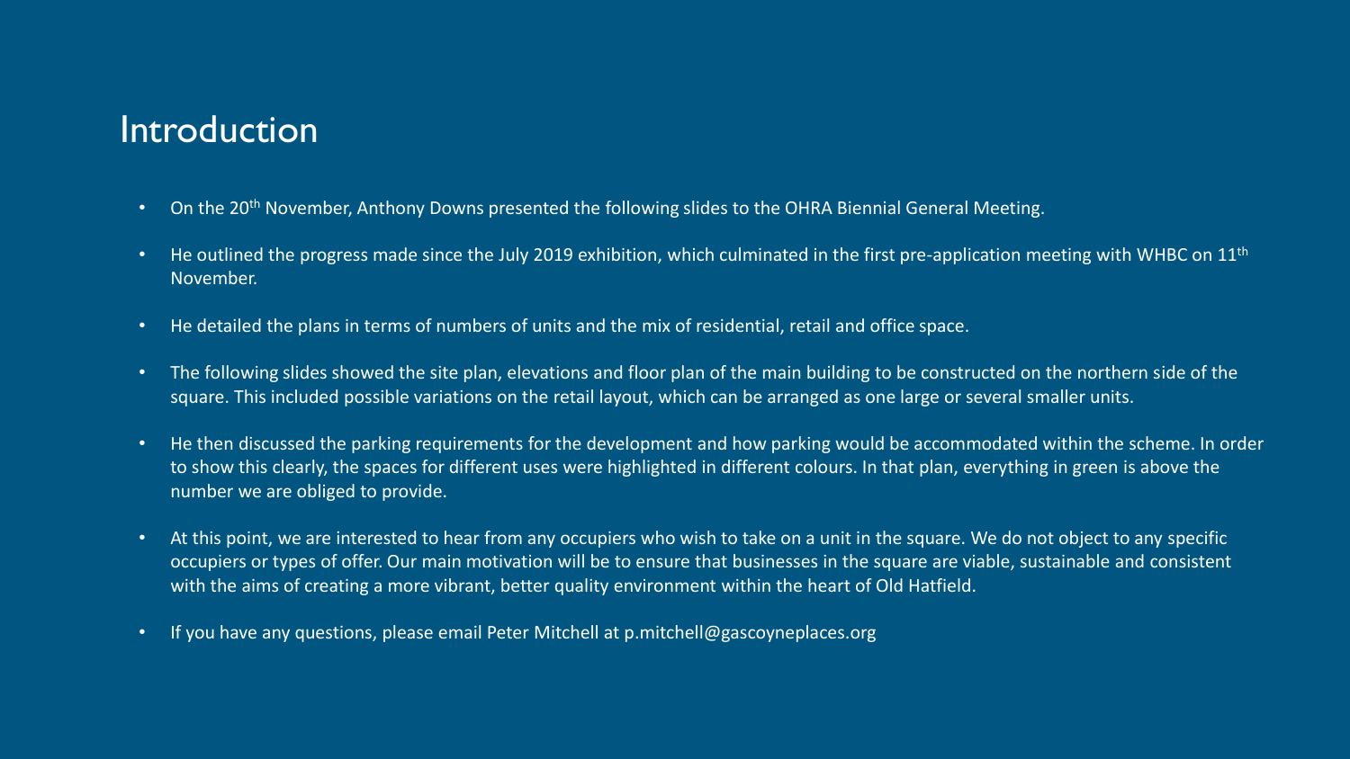# Introduction

- On the 20th November, Anthony Downs presented the following slides to the OHRA Biennial General Meeting.
- He outlined the progress made since the July 2019 exhibition, which culminated in the first pre-application meeting with WHBC on 11th November.
- He detailed the plans in terms of numbers of units and the mix of residential, retail and office space.
- The following slides showed the site plan, elevations and floor plan of the main building to be constructed on the northern side of the square. This included possible variations on the retail layout, which can be arranged as one large or several smaller units.
- He then discussed the parking requirements for the development and how parking would be accommodated within the scheme. In order to show this clearly, the spaces for different uses were highlighted in different colours. In that plan, everything in green is above the number we are obliged to provide.
- At this point, we are interested to hear from any occupiers who wish to take on a unit in the square. We do not object to any specific occupiers or types of offer. Our main motivation will be to ensure that businesses in the square are viable, sustainable and consistent with the aims of creating a more vibrant, better quality environment within the heart of Old Hatfield.
- If you have any questions, please email Peter Mitchell at p.mitchell@gascoyneplaces.org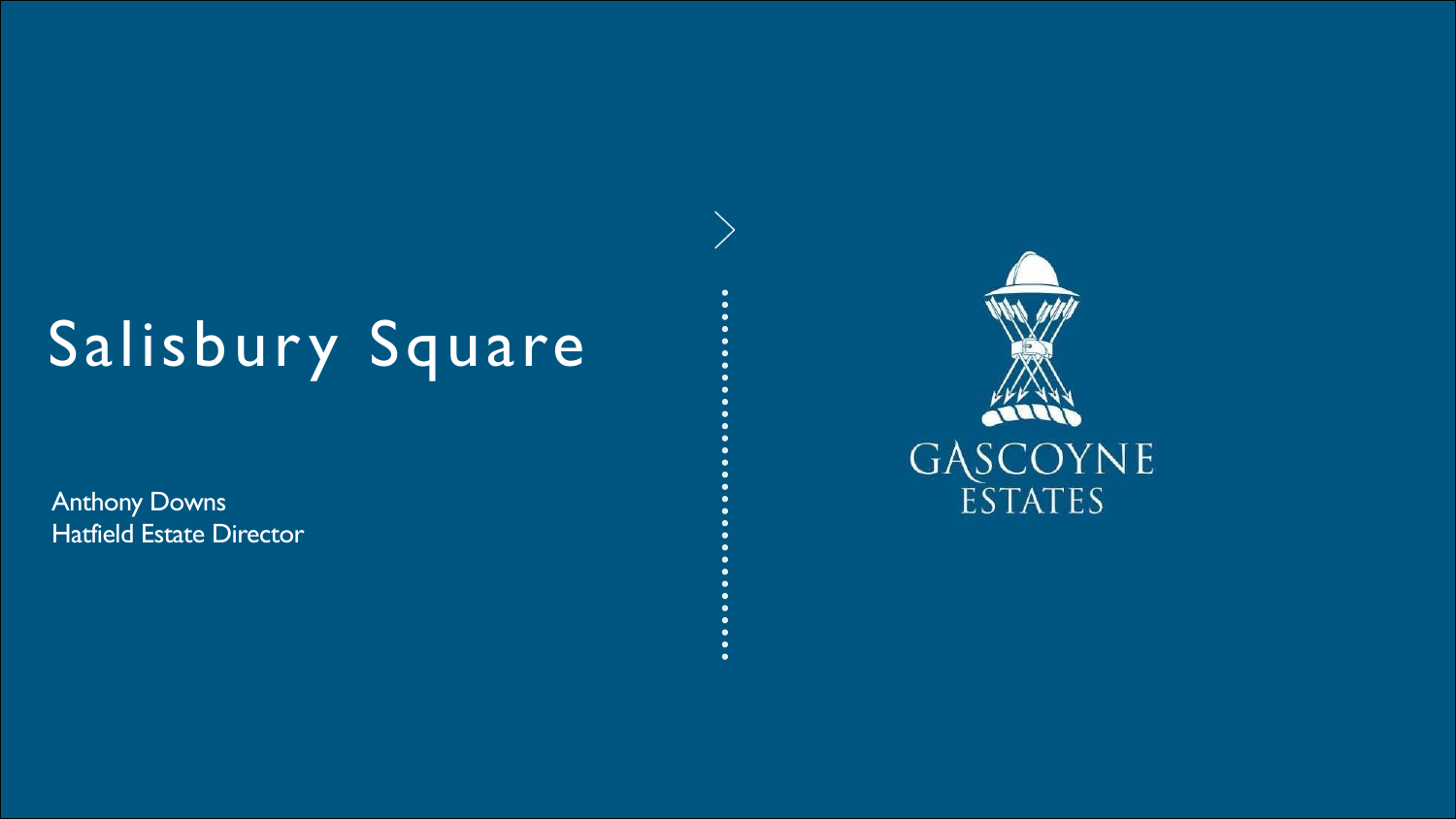# Salisbury Square

Anthony Downs
Hatfield Estate Director

GASCOYNE ESTATES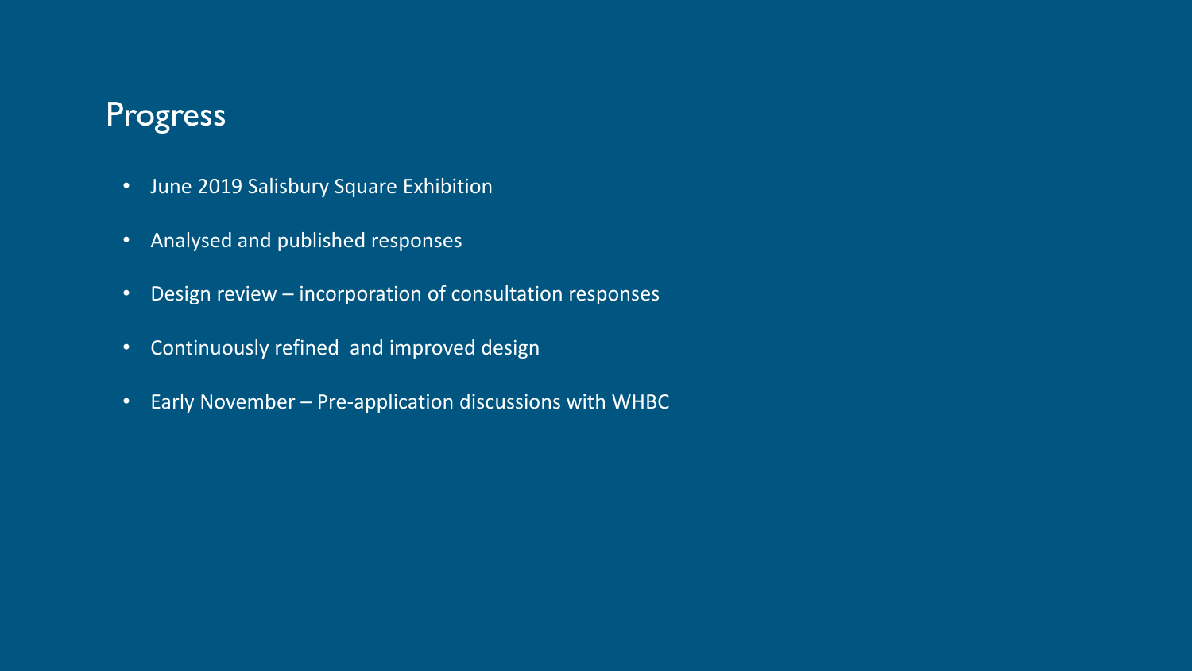# Progress

- June 2019 Salisbury Square Exhibition
- Analysed and published responses
- Design review – incorporation of consultation responses
- Continuously refined and improved design
- Early November – Pre-application discussions with WHBC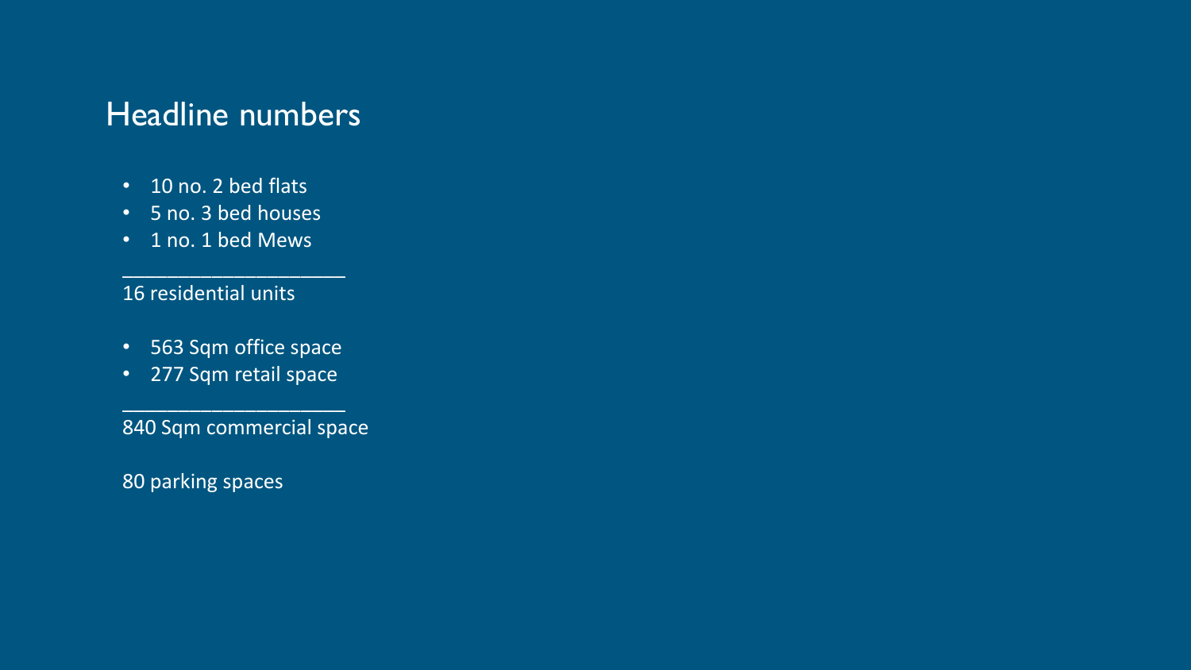## Headline numbers

- 10 no. 2 bed flats
- 5 no. 3 bed houses
- 1 no. 1 bed Mews

____________________

16 residential units

- 563 Sqm office space
- 277 Sqm retail space

____________________

840 Sqm commercial space

80 parking spaces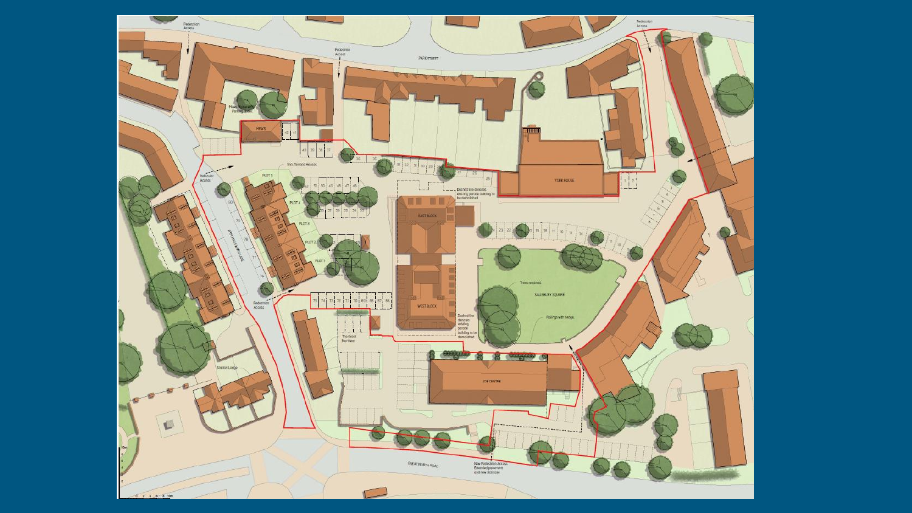Pedestrian Access

Pedestrian Access

PARK STREET

Pedestrian Access

Mews House with Parking under

MEWS

Two Terrace Houses

Vehicular Access

PLOT 5

PLOT 4

PLOT 3

PLOT 2

PLOT 1

Dashed line denotes existing parade building to be demolished

YORK HOUSE

EAST BLOCK

WEST BLOCK

Trees retained

SALISBURY SQUARE

Railings with hedge

Dashed line denotes existing parade building to be demolished

Pedestrian Access

The Great Northern

JOB CENTRE

Station Lodge

GREAT NORTH ROAD

New Pedestrian Access Extended pavement and new staircase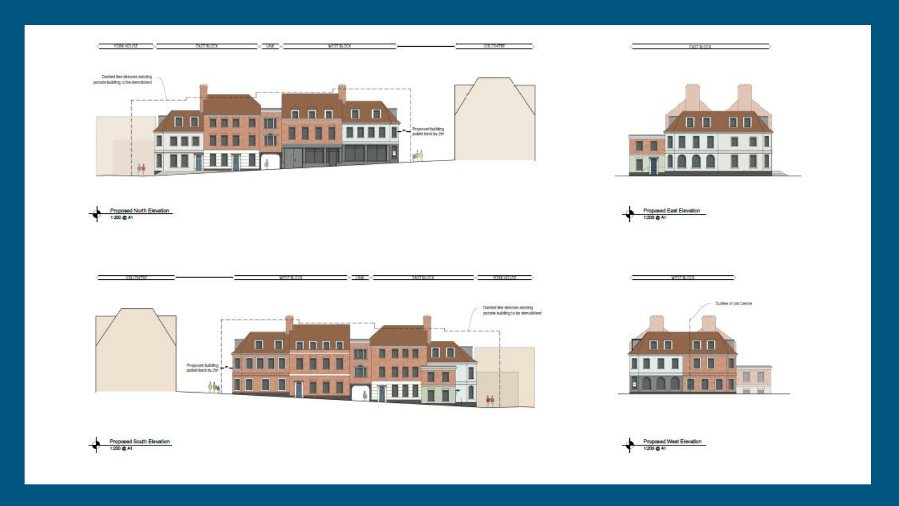YORK HOUSE | EAST BLOCK | LINK | WEST BLOCK | JOB CENTRE

Dashed line denotes existing parade building to be demolished

Proposed building pulled back by 2m

**Proposed North Elevation**
1:200 @ A1

EAST BLOCK

**Proposed East Elevation**
1:200 @ A1

JOB CENTRE | WEST BLOCK | LINK | EAST BLOCK | YORK HOUSE

Dashed line denotes existing parade building to be demolished

Proposed building pulled back by 2m

**Proposed South Elevation**
1:200 @ A1

WEST BLOCK

Outline of Job Centre

**Proposed West Elevation**
1:200 @ A1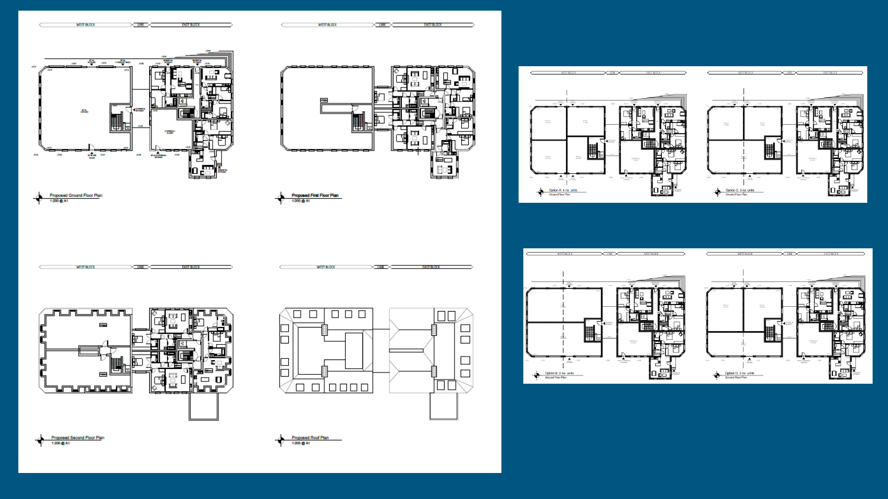Proposed Ground Floor Plan
1:200 @ A1

Proposed First Floor Plan
1:200 @ A1

Proposed Second Floor Plan
1:200 @ A1

Proposed Roof Plan
1:200 @ A1

Option A: 4 no. units
Ground Floor Plan

Option C: 3 no. units
Ground Floor Plan

Option B: 2 no. units
Ground Floor Plan

Option D: 3 no. units
Ground Floor Plan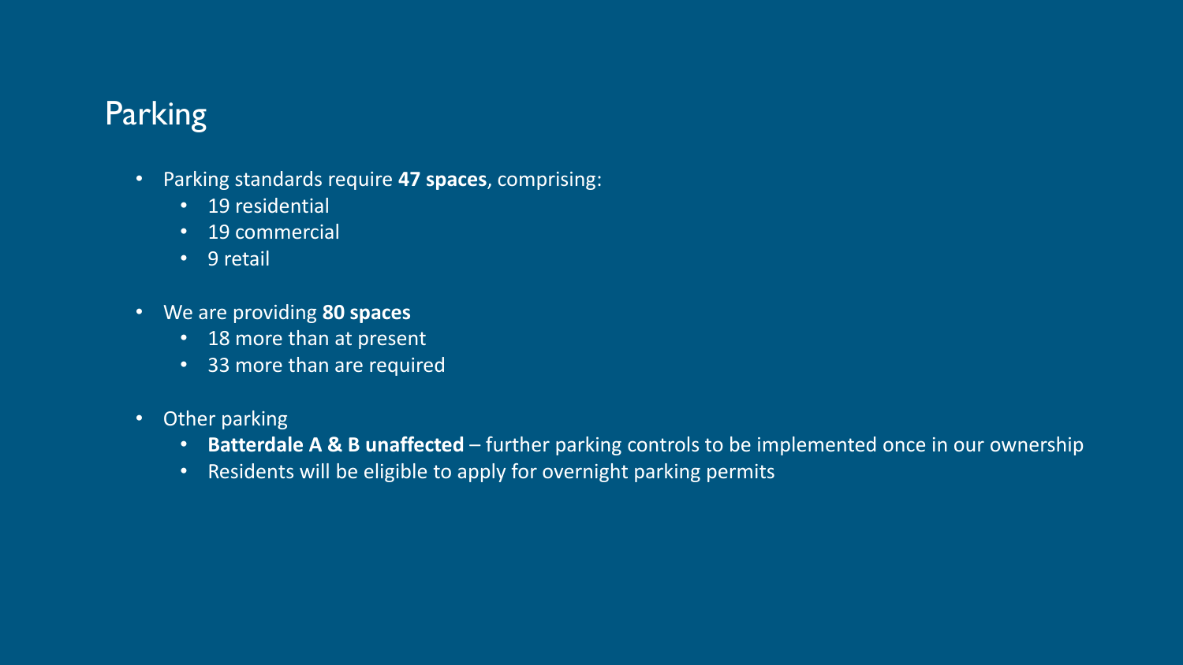# Parking

- Parking standards require **47 spaces**, comprising:
  - 19 residential
  - 19 commercial
  - 9 retail
- We are providing **80 spaces**
  - 18 more than at present
  - 33 more than are required
- Other parking
  - **Batterdale A & B unaffected** – further parking controls to be implemented once in our ownership
  - Residents will be eligible to apply for overnight parking permits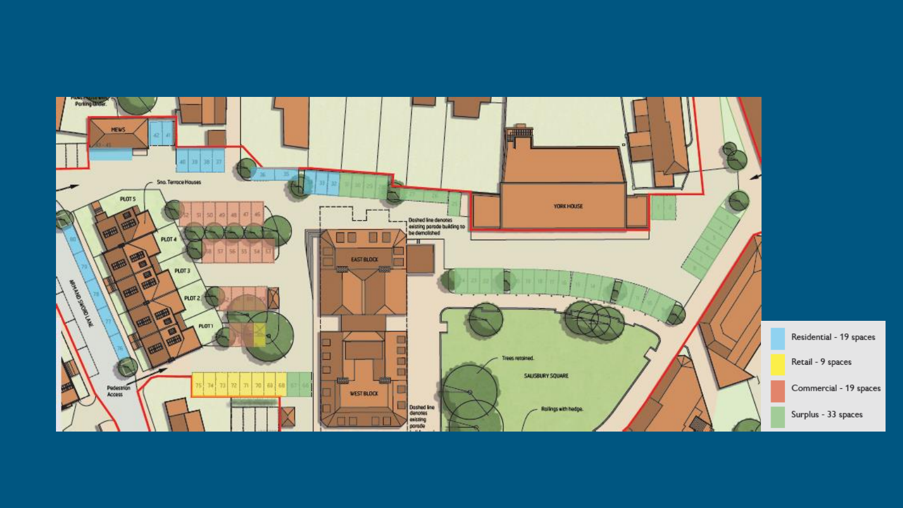- Residential - 19 spaces
- Retail - 9 spaces
- Commercial - 19 spaces
- Surplus - 33 spaces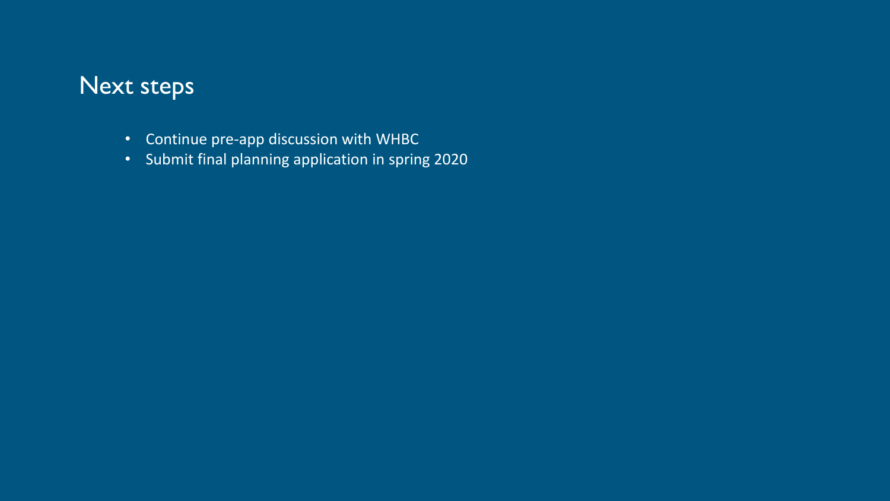# Next steps

- Continue pre-app discussion with WHBC
- Submit final planning application in spring 2020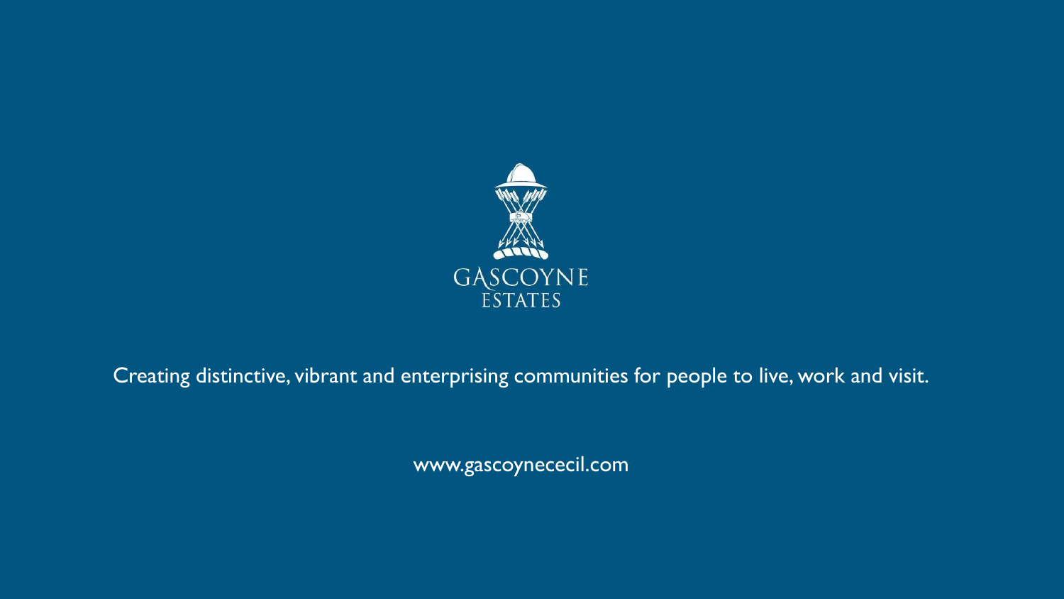GASCOYNE ESTATES

Creating distinctive, vibrant and enterprising communities for people to live, work and visit.

www.gascoynececil.com